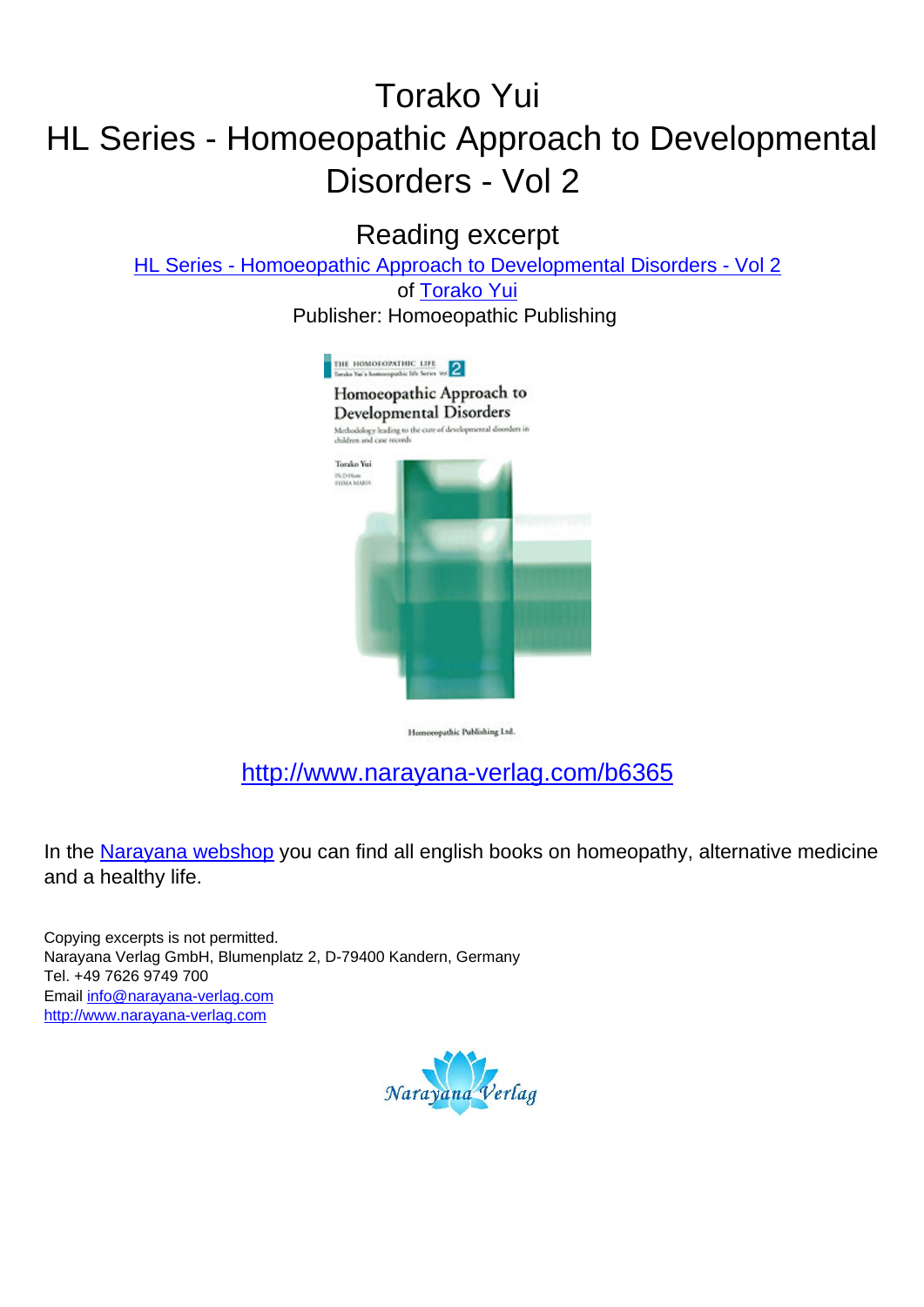# Torako Yui

# HL Series - Homoeopathic Approach to Developmental Disorders - Vol 2

## Reading excerpt

[HL Series - Homoeopathic Approach to Developmental Disorders - Vol 2](http://www.narayana-verlag.com/b6365)

of [Torako Yui](http://www.narayana-verlag.com)

Publisher: Homoeopathic Publishing

THE HOMOEOPATHIC LIFE
Torako Yui's homoeopathic life Series Vol 2

Homoeopathic Approach to Developmental Disorders

Methodology leading to the cure of developmental disorders in children and case records

Torako Yui
Ph.D.Hom
RHMA MARH

Homoeopathic Publishing Ltd.

[http://www.narayana-verlag.com/b6365](http://www.narayana-verlag.com/b6365)

In the [Narayana webshop](http://www.narayana-verlag.com) you can find all english books on homeopathy, alternative medicine and a healthy life.

Copying excerpts is not permitted.
Narayana Verlag GmbH, Blumenplatz 2, D-79400 Kandern, Germany
Tel. +49 7626 9749 700
Email [info@narayana-verlag.com](mailto:info@narayana-verlag.com)
[http://www.narayana-verlag.com](http://www.narayana-verlag.com)

Narayana Verlag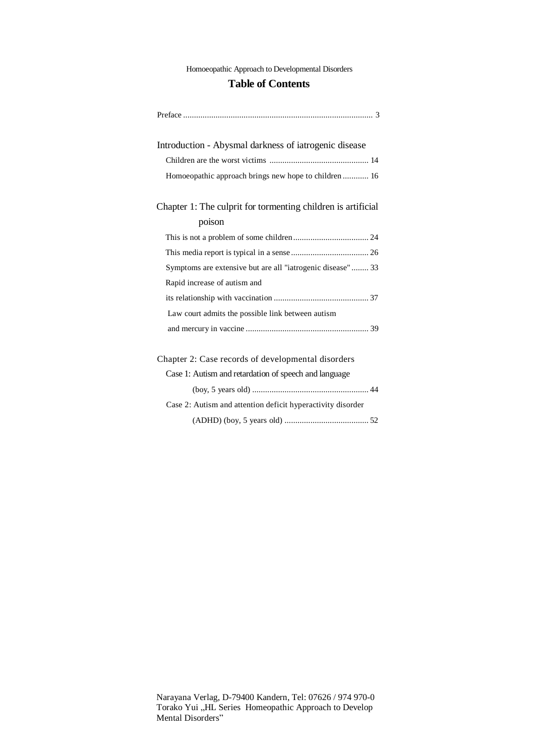Homoeopathic Approach to Developmental Disorders

# Table of Contents

Preface ........................................................................................ 3

Introduction - Abysmal darkness of iatrogenic disease

Children are the worst victims .............................................. 14

Homoeopathic approach brings new hope to children ............ 16

Chapter 1: The culprit for tormenting children is artificial poison

This is not a problem of some children ................................... 24

This media report is typical in a sense .................................... 26

Symptoms are extensive but are all "iatrogenic disease" ........ 33

Rapid increase of autism and its relationship with vaccination ............................................ 37

Law court admits the possible link between autism and mercury in vaccine ......................................................... 39

Chapter 2: Case records of developmental disorders

Case 1: Autism and retardation of speech and language (boy, 5 years old) ...................................................... 44

Case 2: Autism and attention deficit hyperactivity disorder (ADHD) (boy, 5 years old) ....................................... 52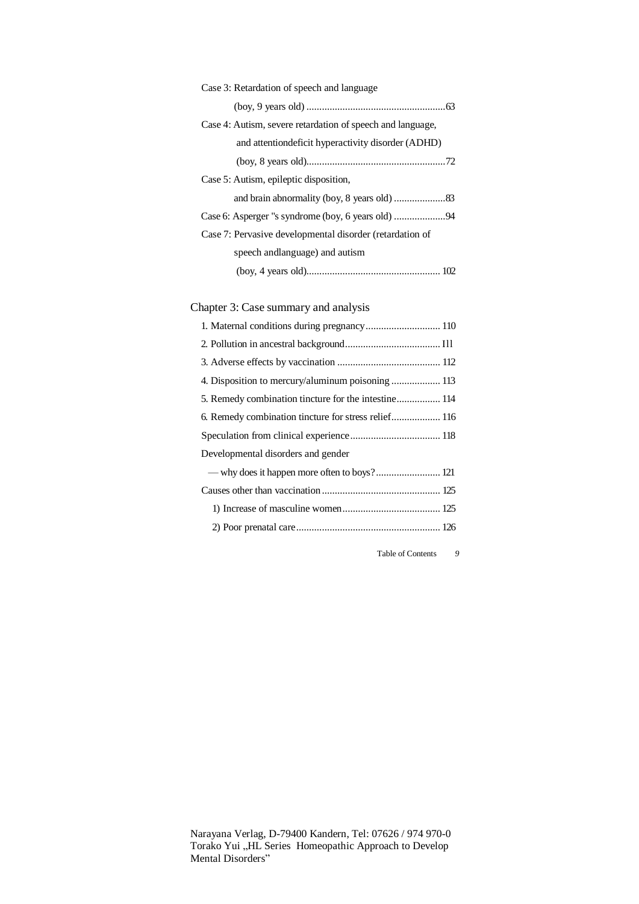Case 3: Retardation of speech and language
(boy, 9 years old) ......................................................63

Case 4: Autism, severe retardation of speech and language,
and attentiondeficit hyperactivity disorder (ADHD)
(boy, 8 years old)......................................................72

Case 5: Autism, epileptic disposition,
and brain abnormality (boy, 8 years old) ....................83

Case 6: Asperger "s syndrome (boy, 6 years old) ....................94

Case 7: Pervasive developmental disorder (retardation of
speech andlanguage) and autism
(boy, 4 years old)................................................... 102

## Chapter 3: Case summary and analysis

1. Maternal conditions during pregnancy............................. 110
2. Pollution in ancestral background..................................... I1l
3. Adverse effects by vaccination ........................................ 112
4. Disposition to mercury/aluminum poisoning ................... 113
5. Remedy combination tincture for the intestine................. 114
6. Remedy combination tincture for stress relief................... 116

Speculation from clinical experience................................... 118

Developmental disorders and gender
— why does it happen more often to boys?......................... 121

Causes other than vaccination.............................................. 125

1) Increase of masculine women...................................... 125
2) Poor prenatal care........................................................ 126

Narayana Verlag, D-79400 Kandern, Tel: 07626 / 974 970-0
Torako Yui „HL Series Homeopathic Approach to Develop Mental Disorders"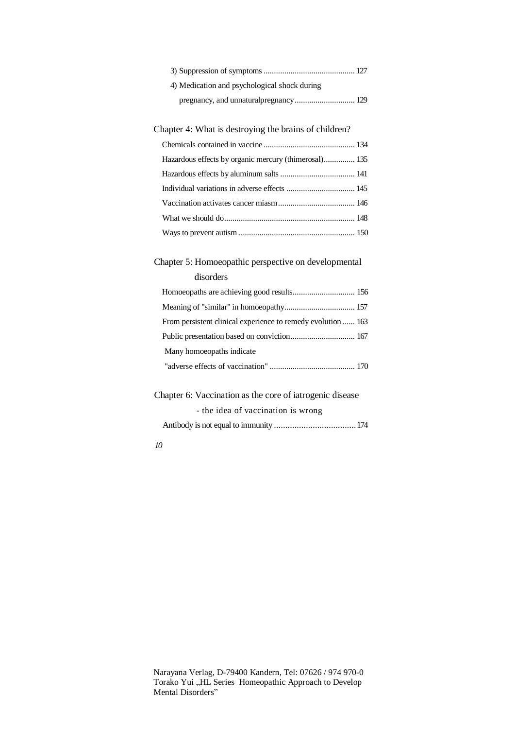3) Suppression of symptoms ............................................ 127

4) Medication and psychological shock during pregnancy, and unnaturalpregnancy............................ 129

## Chapter 4: What is destroying the brains of children?

Chemicals contained in vaccine ............................................ 134

Hazardous effects by organic mercury (thimerosal)............... 135

Hazardous effects by aluminum salts .................................... 141

Individual variations in adverse effects ................................. 145

Vaccination activates cancer miasm..................................... 146

What we should do............................................................... 148

Ways to prevent autism ........................................................ 150

## Chapter 5: Homoeopathic perspective on developmental disorders

Homoeopaths are achieving good results.............................. 156

Meaning of "similar" in homoeopathy.................................. 157

From persistent clinical experience to remedy evolution ...... 163

Public presentation based on conviction............................... 167

Many homoeopaths indicate "adverse effects of vaccination" ......................................... 170

## Chapter 6: Vaccination as the core of iatrogenic disease - the idea of vaccination is wrong

Antibody is not equal to immunity ................................... 174

Narayana Verlag, D-79400 Kandern, Tel: 07626 / 974 970-0
Torako Yui „HL Series Homeopathic Approach to Develop Mental Disorders"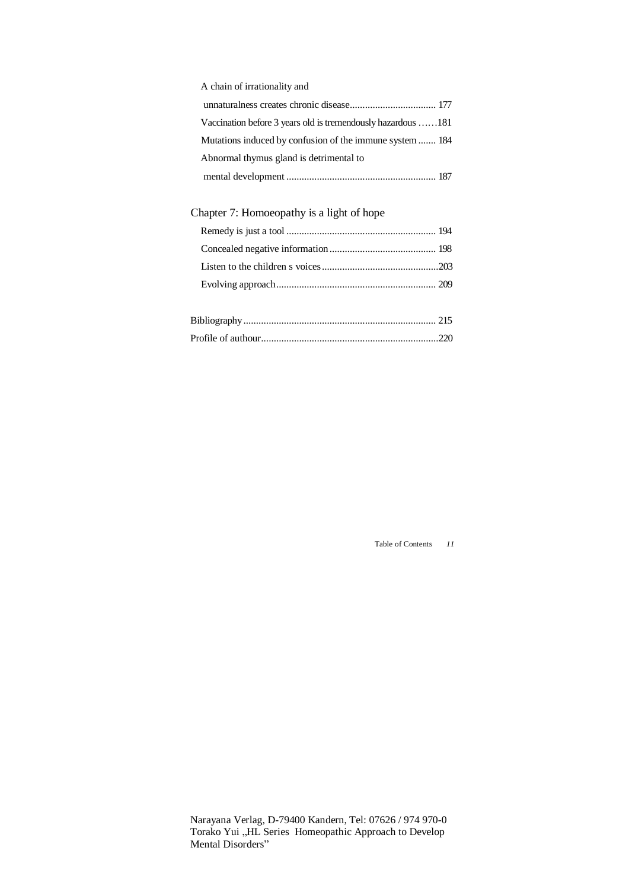A chain of irrationality and unnaturalness creates chronic disease .................................. 177

Vaccination before 3 years old is tremendously hazardous ......181

Mutations induced by confusion of the immune system ....... 184

Abnormal thymus gland is detrimental to mental development ........................................................... 187

## Chapter 7: Homoeopathy is a light of hope

Remedy is just a tool ........................................................... 194

Concealed negative information .......................................... 198

Listen to the children s voices ..............................................203

Evolving approach............................................................... 209

Bibliography ............................................................................ 215

Profile of authour......................................................................220

Narayana Verlag, D-79400 Kandern, Tel: 07626 / 974 970-0
Torako Yui „HL Series Homeopathic Approach to Develop Mental Disorders"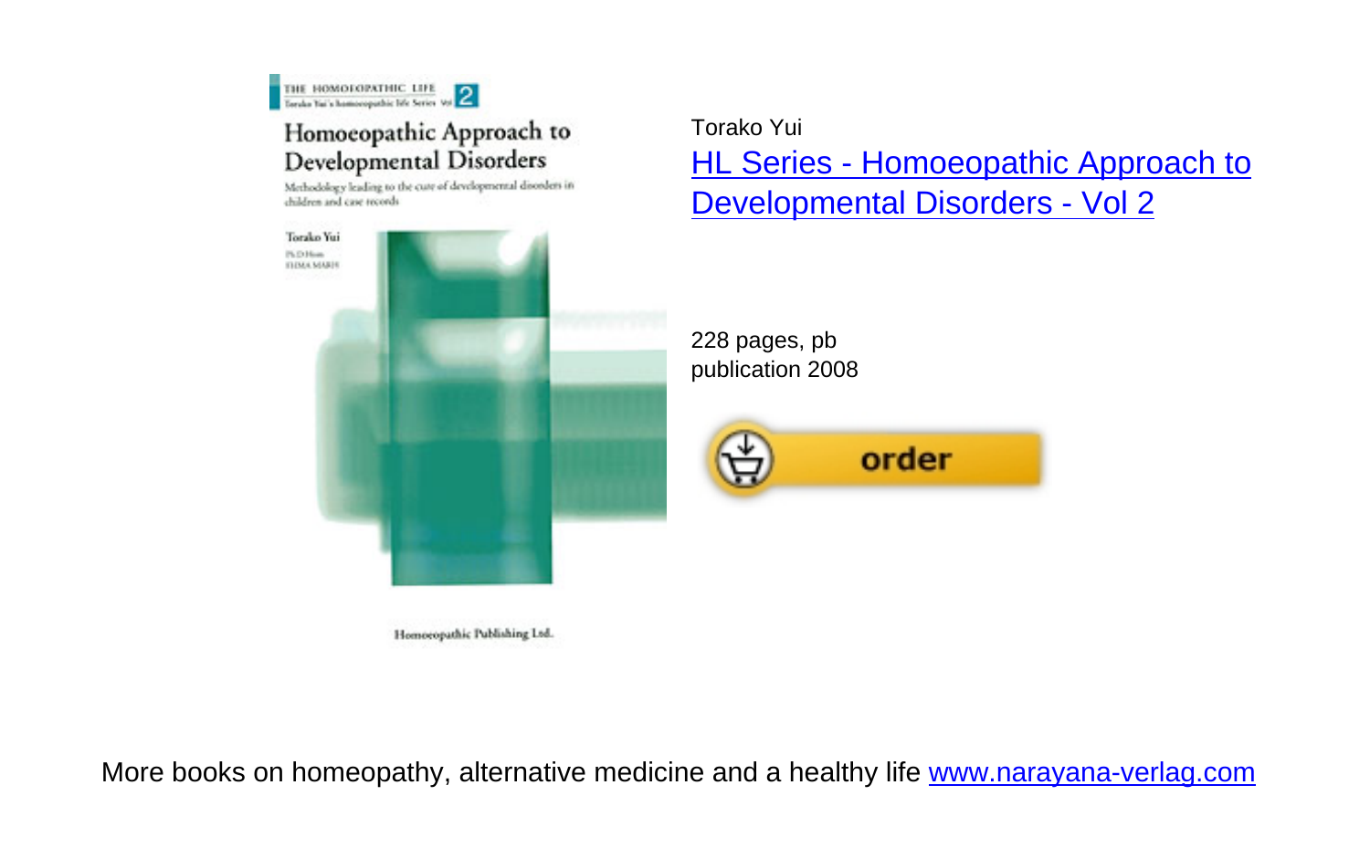Torako Yui

[HL Series - Homoeopathic Approach to Developmental Disorders - Vol 2]

228 pages, pb
publication 2008

order

More books on homeopathy, alternative medicine and a healthy life [www.narayana-verlag.com]